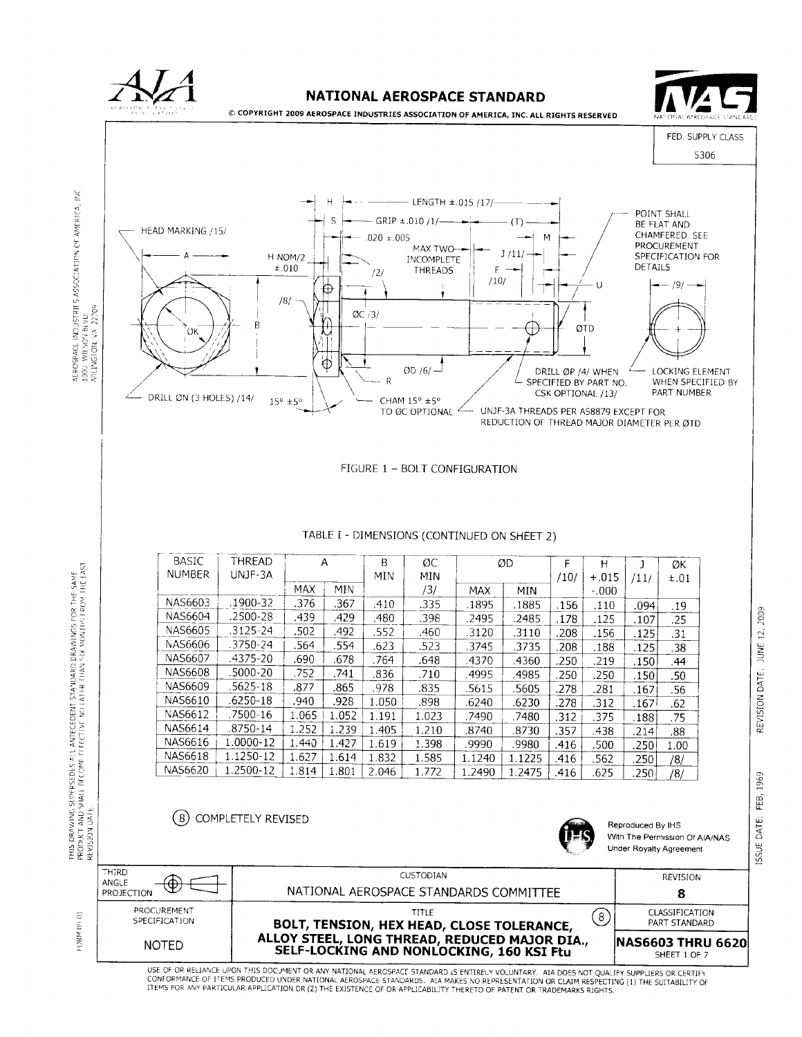# NATIONAL AEROSPACE STANDARD

© COPYRIGHT 2009 AEROSPACE INDUSTRIES ASSOCIATION OF AMERICA, INC. ALL RIGHTS RESERVED

FED. SUPPLY CLASS 5306

AEROSPACE INDUSTRIES ASSOCIATION OF AMERICA, INC
1000 WILSON BLVD.
ARLINGTON, VA 22209

HEAD MARKING /15/

H NOM/2 ±.010

LENGTH ±.015 /17/

GRIP ±.010 /1/

(T)

.020 ±.005

MAX TWO INCOMPLETE THREADS

J /11/

F /10/

M

U

POINT SHALL BE FLAT AND CHAMFERED. SEE PROCUREMENT SPECIFICATION FOR DETAILS

/9/

/8/

ØC /3/

ØK

ØTD

ØD /6/

R

DRILL ØN (3 HOLES) /14/

15° ±5°

CHAM 15° ±5° TO ØC OPTIONAL

DRILL ØP /4/ WHEN SPECIFIED BY PART NO. CSK OPTIONAL /13/

LOCKING ELEMENT WHEN SPECIFIED BY PART NUMBER

UNJF-3A THREADS PER AS8879 EXCEPT FOR REDUCTION OF THREAD MAJOR DIAMETER PER ØTD

FIGURE 1 – BOLT CONFIGURATION

TABLE I - DIMENSIONS (CONTINUED ON SHEET 2)

| BASIC NUMBER | THREAD UNJF-3A | A | | B MIN | ØC MIN /3/ | ØD | | F /10/ | H +.015 -.000 | J /11/ | ØK ±.01 |
|---|---|---|---|---|---|---|---|---|---|---|---|
| | | MAX | MIN | | | MAX | MIN | | | | |
| NAS6603 | .1900-32 | .376 | .367 | .410 | .335 | .1895 | .1885 | .156 | .110 | .094 | .19 |
| NAS6604 | .2500-28 | .439 | .429 | .480 | .398 | .2495 | .2485 | .178 | .125 | .107 | .25 |
| NAS6605 | .3125-24 | .502 | .492 | .552 | .460 | .3120 | .3110 | .208 | .156 | .125 | .31 |
| NAS6606 | .3750-24 | .564 | .554 | .623 | .523 | .3745 | .3735 | .208 | .188 | .125 | .38 |
| NAS6607 | .4375-20 | .690 | .678 | .764 | .648 | .4370 | .4360 | .250 | .219 | .150 | .44 |
| NAS6608 | .5000-20 | .752 | .741 | .836 | .710 | .4995 | .4985 | .250 | .250 | .150 | .50 |
| NAS6609 | .5625-18 | .877 | .865 | .978 | .835 | .5615 | .5605 | .278 | .281 | .167 | .56 |
| NAS6610 | .6250-18 | .940 | .928 | 1.050 | .898 | .6240 | .6230 | .278 | .312 | .167 | .62 |
| NAS6612 | .7500-16 | 1.065 | 1.052 | 1.191 | 1.023 | .7490 | .7480 | .312 | .375 | .188 | .75 |
| NAS6614 | .8750-14 | 1.252 | 1.239 | 1.405 | 1.210 | .8740 | .8730 | .357 | .438 | .214 | .88 |
| NAS6616 | 1.0000-12 | 1.440 | 1.427 | 1.619 | 1.398 | .9990 | .9980 | .416 | .500 | .250 | 1.00 |
| NAS6618 | 1.1250-12 | 1.627 | 1.614 | 1.832 | 1.585 | 1.1240 | 1.1225 | .416 | .562 | .250 | /8/ |
| NAS6620 | 1.2500-12 | 1.814 | 1.801 | 2.046 | 1.772 | 1.2490 | 1.2475 | .416 | .625 | .250 | /8/ |

(8) COMPLETELY REVISED

Reproduced By IHS With The Permission Of AIA/NAS Under Royalty Agreement

THIS DRAWING SUPERSEDES ALL ANTECEDENT STANDARD DRAWINGS FOR THE SAME PRODUCT AND SHALL BECOME EFFECTIVE NO LATER THAN SIX MONTHS FROM THE LAST REVISION DATE.

ISSUE DATE: FEB, 1969 REVISION DATE: JUNE 12, 2009

| THIRD ANGLE PROJECTION | CUSTODIAN: NATIONAL AEROSPACE STANDARDS COMMITTEE | REVISION: 8 |
|---|---|---|
| PROCUREMENT SPECIFICATION: NOTED | TITLE (8): BOLT, TENSION, HEX HEAD, CLOSE TOLERANCE, ALLOY STEEL, LONG THREAD, REDUCED MAJOR DIA., SELF-LOCKING AND NONLOCKING, 160 KSI Ftu | CLASSIFICATION: PART STANDARD — NAS6603 THRU 6620 — SHEET 1 OF 7 |

FORM 00-01

USE OF OR RELIANCE UPON THIS DOCUMENT OR ANY NATIONAL AEROSPACE STANDARD IS ENTIRELY VOLUNTARY. AIA DOES NOT QUALIFY SUPPLIERS OR CERTIFY CONFORMANCE OF ITEMS PRODUCED UNDER NATIONAL AEROSPACE STANDARDS. AIA MAKES NO REPRESENTATION OR CLAIM RESPECTING (1) THE SUITABILITY OF ITEMS FOR ANY PARTICULAR APPLICATION OR (2) THE EXISTENCE OF OR APPLICABILITY THERETO OF PATENT OR TRADEMARKS RIGHTS.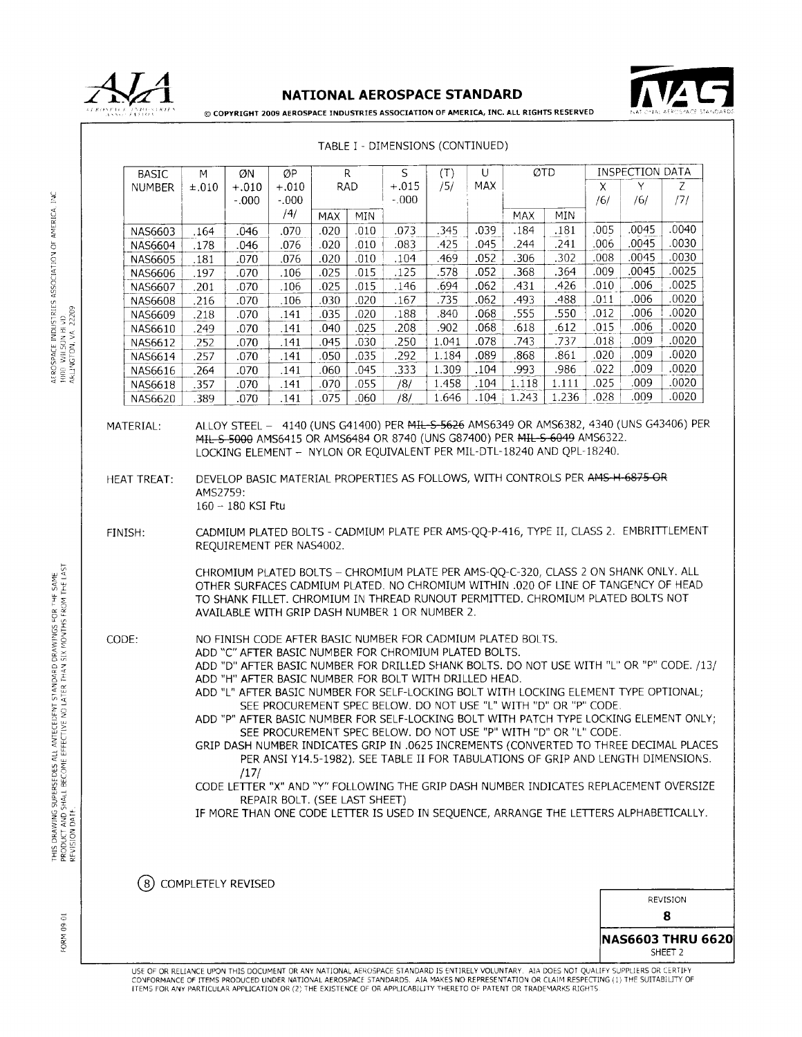TABLE I - DIMENSIONS (CONTINUED)

| BASIC NUMBER | M ±.010 | ØN +.010 -.000 | ØP +.010 -.000 /4/ | R RAD | | S +.015 -.000 | (T) /5/ | U MAX | ØTD | | INSPECTION DATA | | |
|---|---|---|---|---|---|---|---|---|---|---|---|---|---|
| | | | | MAX | MIN | | | | MAX | MIN | X /6/ | Y /6/ | Z /7/ |
| NAS6603 | .164 | .046 | .070 | .020 | .010 | .073 | .345 | .039 | .184 | .181 | .005 | .0045 | .0040 |
| NAS6604 | .178 | .046 | .076 | .020 | .010 | .083 | .425 | .045 | .244 | .241 | .006 | .0045 | .0030 |
| NAS6605 | .181 | .070 | .076 | .020 | .010 | .104 | .469 | .052 | .306 | .302 | .008 | .0045 | .0030 |
| NAS6606 | .197 | .070 | .106 | .025 | .015 | .125 | .578 | .052 | .368 | .364 | .009 | .0045 | .0025 |
| NAS6607 | .201 | .070 | .106 | .025 | .015 | .146 | .694 | .062 | .431 | .426 | .010 | .006 | .0025 |
| NAS6608 | .216 | .070 | .106 | .030 | .020 | .167 | .735 | .062 | .493 | .488 | .011 | .006 | .0020 |
| NAS6609 | .218 | .070 | .141 | .035 | .020 | .188 | .840 | .068 | .555 | .550 | .012 | .006 | .0020 |
| NAS6610 | .249 | .070 | .141 | .040 | .025 | .208 | .902 | .068 | .618 | .612 | .015 | .006 | .0020 |
| NAS6612 | .252 | .070 | .141 | .045 | .030 | .250 | 1.041 | .078 | .743 | .737 | .018 | .009 | .0020 |
| NAS6614 | .257 | .070 | .141 | .050 | .035 | .292 | 1.184 | .089 | .868 | .861 | .020 | .009 | .0020 |
| NAS6616 | .264 | .070 | .141 | .060 | .045 | .333 | 1.309 | .104 | .993 | .986 | .022 | .009 | .0020 |
| NAS6618 | .357 | .070 | .141 | .070 | .055 | /8/ | 1.458 | .104 | 1.118 | 1.111 | .025 | .009 | .0020 |
| NAS6620 | .389 | .070 | .141 | .075 | .060 | /8/ | 1.646 | .104 | 1.243 | 1.236 | .028 | .009 | .0020 |

MATERIAL: ALLOY STEEL – 4140 (UNS G41400) PER ~~MIL-S-5626~~ AMS6349 OR AMS6382, 4340 (UNS G43406) PER ~~MIL-S-5000~~ AMS6415 OR AMS6484 OR 8740 (UNS G87400) PER ~~MIL-S-6049~~ AMS6322.
LOCKING ELEMENT – NYLON OR EQUIVALENT PER MIL-DTL-18240 AND QPL-18240.

HEAT TREAT: DEVELOP BASIC MATERIAL PROPERTIES AS FOLLOWS, WITH CONTROLS PER ~~AMS-H-6875 OR~~ AMS2759:
160 – 180 KSI Ftu

FINISH: CADMIUM PLATED BOLTS - CADMIUM PLATE PER AMS-QQ-P-416, TYPE II, CLASS 2. EMBRITTLEMENT REQUIREMENT PER NAS4002.

CHROMIUM PLATED BOLTS – CHROMIUM PLATE PER AMS-QQ-C-320, CLASS 2 ON SHANK ONLY. ALL OTHER SURFACES CADMIUM PLATED. NO CHROMIUM WITHIN .020 OF LINE OF TANGENCY OF HEAD TO SHANK FILLET. CHROMIUM IN THREAD RUNOUT PERMITTED. CHROMIUM PLATED BOLTS NOT AVAILABLE WITH GRIP DASH NUMBER 1 OR NUMBER 2.

CODE: NO FINISH CODE AFTER BASIC NUMBER FOR CADMIUM PLATED BOLTS.
ADD "C" AFTER BASIC NUMBER FOR CHROMIUM PLATED BOLTS.
ADD "D" AFTER BASIC NUMBER FOR DRILLED SHANK BOLTS. DO NOT USE WITH "L" OR "P" CODE. /13/
ADD "H" AFTER BASIC NUMBER FOR BOLT WITH DRILLED HEAD.
ADD "L" AFTER BASIC NUMBER FOR SELF-LOCKING BOLT WITH LOCKING ELEMENT TYPE OPTIONAL; SEE PROCUREMENT SPEC BELOW. DO NOT USE "L" WITH "D" OR "P" CODE.
ADD "P" AFTER BASIC NUMBER FOR SELF-LOCKING BOLT WITH PATCH TYPE LOCKING ELEMENT ONLY; SEE PROCUREMENT SPEC BELOW. DO NOT USE "P" WITH "D" OR "L" CODE.
GRIP DASH NUMBER INDICATES GRIP IN .0625 INCREMENTS (CONVERTED TO THREE DECIMAL PLACES PER ANSI Y14.5-1982). SEE TABLE II FOR TABULATIONS OF GRIP AND LENGTH DIMENSIONS. /17/
CODE LETTER "X" AND "Y" FOLLOWING THE GRIP DASH NUMBER INDICATES REPLACEMENT OVERSIZE REPAIR BOLT. (SEE LAST SHEET)
IF MORE THAN ONE CODE LETTER IS USED IN SEQUENCE, ARRANGE THE LETTERS ALPHABETICALLY.

(8) COMPLETELY REVISED

REVISION 8

NAS6603 THRU 6620
SHEET 2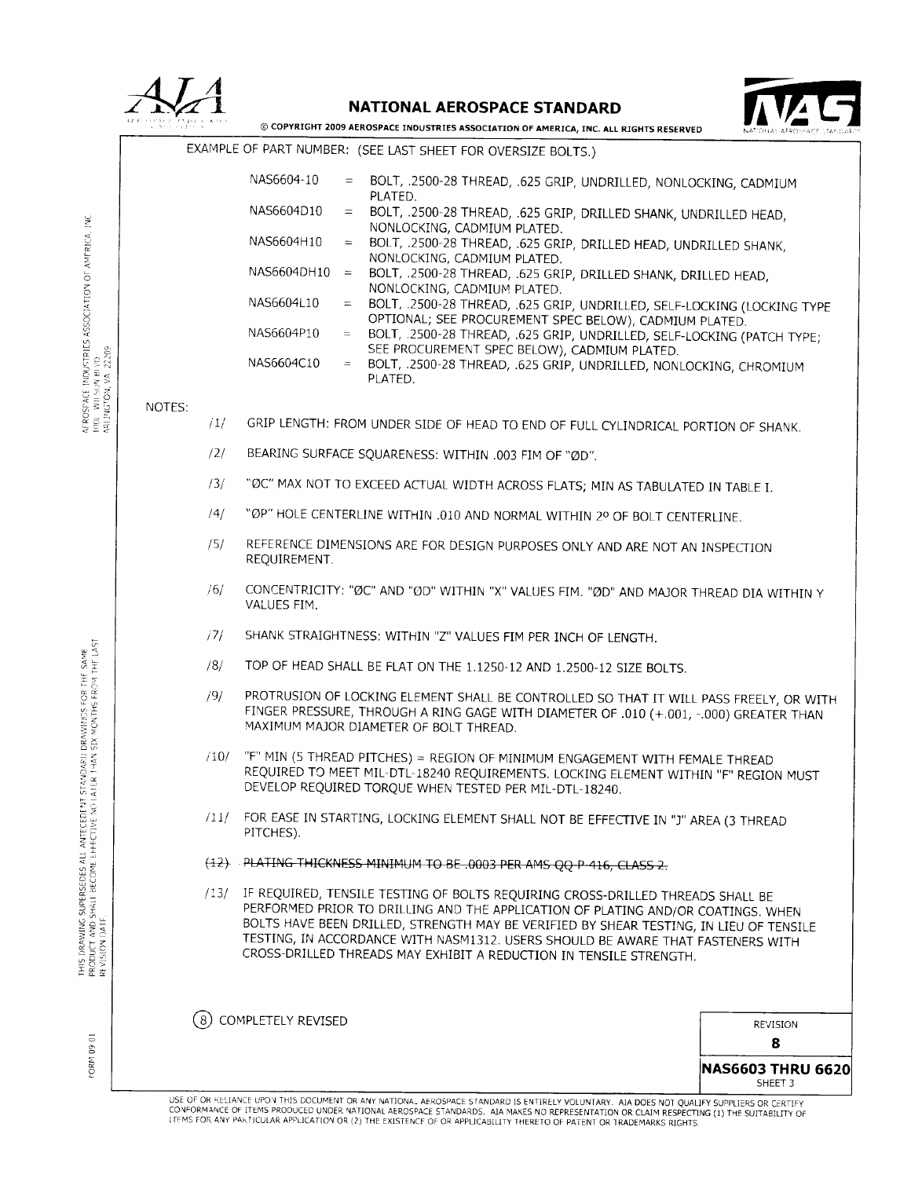EXAMPLE OF PART NUMBER: (SEE LAST SHEET FOR OVERSIZE BOLTS.)

| | | |
|---|---|---|
| NAS6604-10 | = | BOLT, .2500-28 THREAD, .625 GRIP, UNDRILLED, NONLOCKING, CADMIUM PLATED. |
| NAS6604D10 | = | BOLT, .2500-28 THREAD, .625 GRIP, DRILLED SHANK, UNDRILLED HEAD, NONLOCKING, CADMIUM PLATED. |
| NAS6604H10 | = | BOLT, .2500-28 THREAD, .625 GRIP, DRILLED HEAD, UNDRILLED SHANK, NONLOCKING, CADMIUM PLATED. |
| NAS6604DH10 | = | BOLT, .2500-28 THREAD, .625 GRIP, DRILLED SHANK, DRILLED HEAD, NONLOCKING, CADMIUM PLATED. |
| NAS6604L10 | = | BOLT, .2500-28 THREAD, .625 GRIP, UNDRILLED, SELF-LOCKING (LOCKING TYPE OPTIONAL; SEE PROCUREMENT SPEC BELOW), CADMIUM PLATED. |
| NAS6604P10 | = | BOLT, .2500-28 THREAD, .625 GRIP, UNDRILLED, SELF-LOCKING (PATCH TYPE; SEE PROCUREMENT SPEC BELOW), CADMIUM PLATED. |
| NAS6604C10 | = | BOLT, .2500-28 THREAD, .625 GRIP, UNDRILLED, NONLOCKING, CHROMIUM PLATED. |

NOTES:

/1/ GRIP LENGTH: FROM UNDER SIDE OF HEAD TO END OF FULL CYLINDRICAL PORTION OF SHANK.

/2/ BEARING SURFACE SQUARENESS: WITHIN .003 FIM OF "ØD".

/3/ "ØC" MAX NOT TO EXCEED ACTUAL WIDTH ACROSS FLATS; MIN AS TABULATED IN TABLE I.

/4/ "ØP" HOLE CENTERLINE WITHIN .010 AND NORMAL WITHIN 2° OF BOLT CENTERLINE.

/5/ REFERENCE DIMENSIONS ARE FOR DESIGN PURPOSES ONLY AND ARE NOT AN INSPECTION REQUIREMENT.

/6/ CONCENTRICITY: "ØC" AND "ØD" WITHIN "X" VALUES FIM. "ØD" AND MAJOR THREAD DIA WITHIN Y VALUES FIM.

/7/ SHANK STRAIGHTNESS: WITHIN "Z" VALUES FIM PER INCH OF LENGTH.

/8/ TOP OF HEAD SHALL BE FLAT ON THE 1.1250-12 AND 1.2500-12 SIZE BOLTS.

/9/ PROTRUSION OF LOCKING ELEMENT SHALL BE CONTROLLED SO THAT IT WILL PASS FREELY, OR WITH FINGER PRESSURE, THROUGH A RING GAGE WITH DIAMETER OF .010 (+.001, -.000) GREATER THAN MAXIMUM MAJOR DIAMETER OF BOLT THREAD.

/10/ "F" MIN (5 THREAD PITCHES) = REGION OF MINIMUM ENGAGEMENT WITH FEMALE THREAD REQUIRED TO MEET MIL-DTL-18240 REQUIREMENTS. LOCKING ELEMENT WITHIN "F" REGION MUST DEVELOP REQUIRED TORQUE WHEN TESTED PER MIL-DTL-18240.

/11/ FOR EASE IN STARTING, LOCKING ELEMENT SHALL NOT BE EFFECTIVE IN "J" AREA (3 THREAD PITCHES).

~~(12) PLATING THICKNESS MINIMUM TO BE .0003 PER AMS QQ-P-416, CLASS 2.~~

/13/ IF REQUIRED, TENSILE TESTING OF BOLTS REQUIRING CROSS-DRILLED THREADS SHALL BE PERFORMED PRIOR TO DRILLING AND THE APPLICATION OF PLATING AND/OR COATINGS. WHEN BOLTS HAVE BEEN DRILLED, STRENGTH MAY BE VERIFIED BY SHEAR TESTING, IN LIEU OF TENSILE TESTING, IN ACCORDANCE WITH NASM1312. USERS SHOULD BE AWARE THAT FASTENERS WITH CROSS-DRILLED THREADS MAY EXHIBIT A REDUCTION IN TENSILE STRENGTH.

(8) COMPLETELY REVISED

REVISION 8

NAS6603 THRU 6620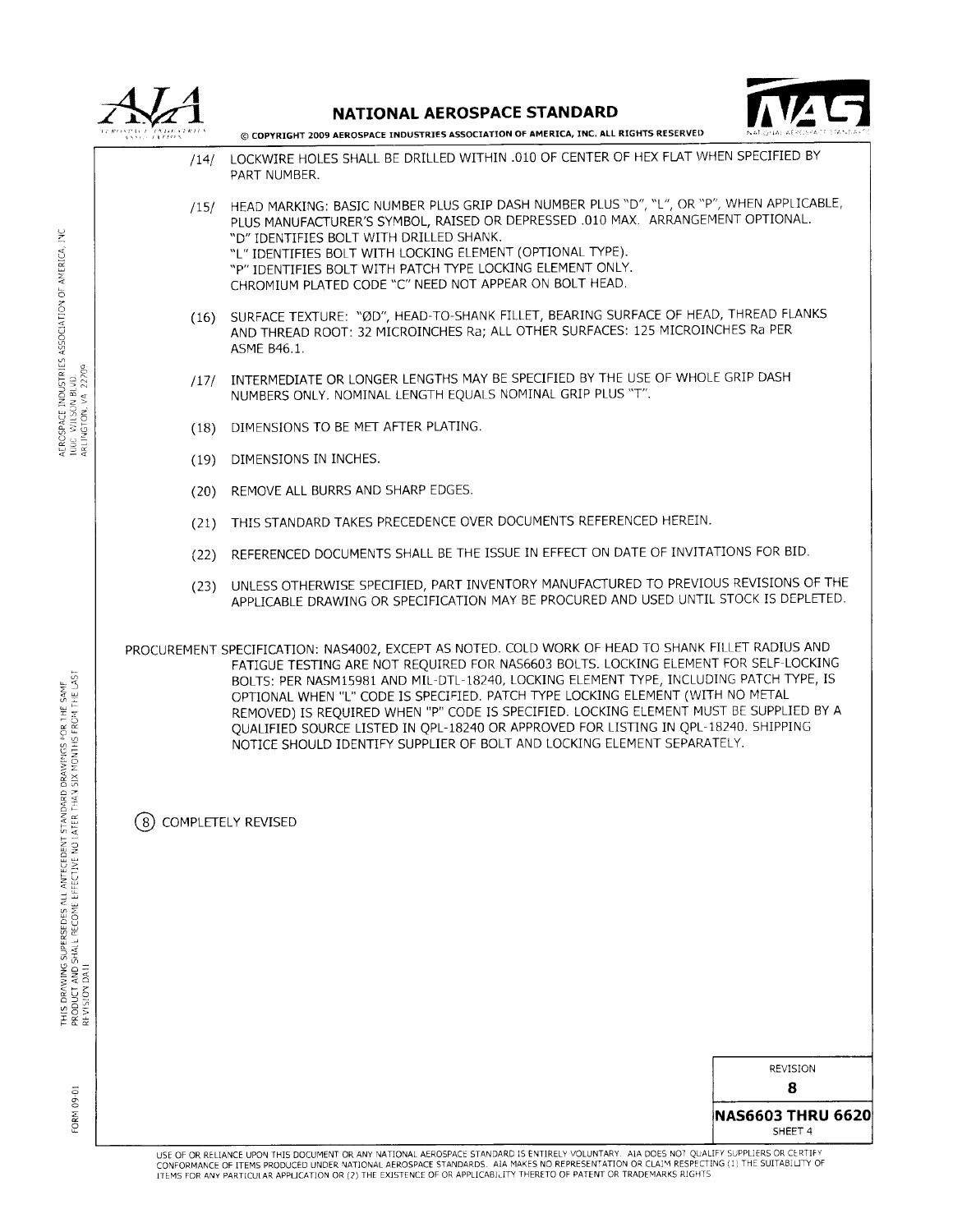/14/ LOCKWIRE HOLES SHALL BE DRILLED WITHIN .010 OF CENTER OF HEX FLAT WHEN SPECIFIED BY PART NUMBER.

/15/ HEAD MARKING: BASIC NUMBER PLUS GRIP DASH NUMBER PLUS "D", "L", OR "P", WHEN APPLICABLE, PLUS MANUFACTURER'S SYMBOL, RAISED OR DEPRESSED .010 MAX. ARRANGEMENT OPTIONAL.
"D" IDENTIFIES BOLT WITH DRILLED SHANK.
"L" IDENTIFIES BOLT WITH LOCKING ELEMENT (OPTIONAL TYPE).
"P" IDENTIFIES BOLT WITH PATCH TYPE LOCKING ELEMENT ONLY.
CHROMIUM PLATED CODE "C" NEED NOT APPEAR ON BOLT HEAD.

(16) SURFACE TEXTURE: "ØD", HEAD-TO-SHANK FILLET, BEARING SURFACE OF HEAD, THREAD FLANKS AND THREAD ROOT: 32 MICROINCHES Ra; ALL OTHER SURFACES: 125 MICROINCHES Ra PER ASME B46.1.

/17/ INTERMEDIATE OR LONGER LENGTHS MAY BE SPECIFIED BY THE USE OF WHOLE GRIP DASH NUMBERS ONLY. NOMINAL LENGTH EQUALS NOMINAL GRIP PLUS "T".

(18) DIMENSIONS TO BE MET AFTER PLATING.

(19) DIMENSIONS IN INCHES.

(20) REMOVE ALL BURRS AND SHARP EDGES.

(21) THIS STANDARD TAKES PRECEDENCE OVER DOCUMENTS REFERENCED HEREIN.

(22) REFERENCED DOCUMENTS SHALL BE THE ISSUE IN EFFECT ON DATE OF INVITATIONS FOR BID.

(23) UNLESS OTHERWISE SPECIFIED, PART INVENTORY MANUFACTURED TO PREVIOUS REVISIONS OF THE APPLICABLE DRAWING OR SPECIFICATION MAY BE PROCURED AND USED UNTIL STOCK IS DEPLETED.

PROCUREMENT SPECIFICATION: NAS4002, EXCEPT AS NOTED. COLD WORK OF HEAD TO SHANK FILLET RADIUS AND FATIGUE TESTING ARE NOT REQUIRED FOR NAS6603 BOLTS. LOCKING ELEMENT FOR SELF-LOCKING BOLTS: PER NASM15981 AND MIL-DTL-18240, LOCKING ELEMENT TYPE, INCLUDING PATCH TYPE, IS OPTIONAL WHEN "L" CODE IS SPECIFIED. PATCH TYPE LOCKING ELEMENT (WITH NO METAL REMOVED) IS REQUIRED WHEN "P" CODE IS SPECIFIED. LOCKING ELEMENT MUST BE SUPPLIED BY A QUALIFIED SOURCE LISTED IN QPL-18240 OR APPROVED FOR LISTING IN QPL-18240. SHIPPING NOTICE SHOULD IDENTIFY SUPPLIER OF BOLT AND LOCKING ELEMENT SEPARATELY.

(8) COMPLETELY REVISED

| REVISION |
|---|
| 8 |
| **NAS6603 THRU 6620** |
| SHEET 4 |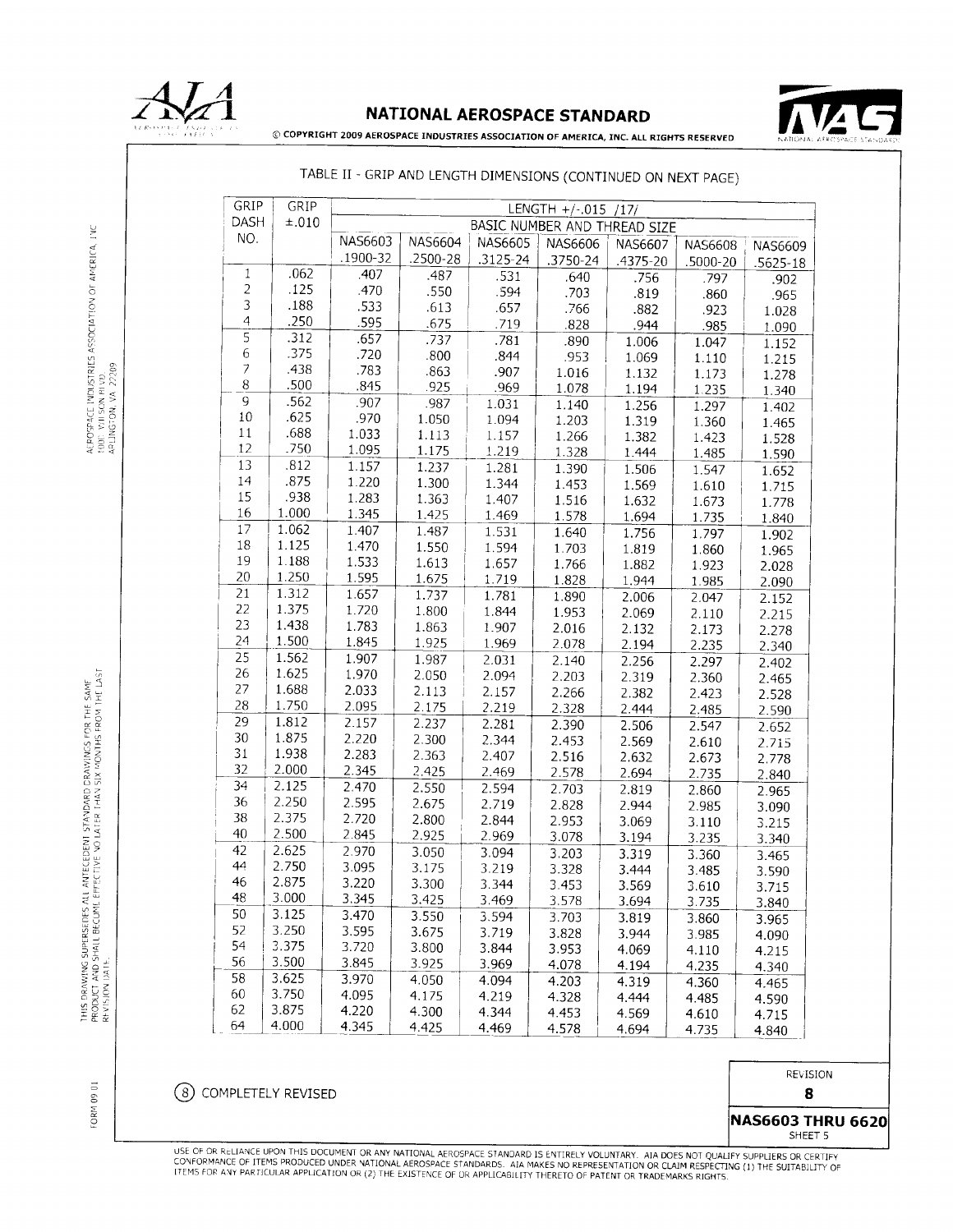# NATIONAL AEROSPACE STANDARD

© COPYRIGHT 2009 AEROSPACE INDUSTRIES ASSOCIATION OF AMERICA, INC. ALL RIGHTS RESERVED

TABLE II - GRIP AND LENGTH DIMENSIONS (CONTINUED ON NEXT PAGE)

| GRIP DASH NO. | GRIP ±.010 | LENGTH +/-.015 /17/ | | | | | | |
|---|---|---|---|---|---|---|---|---|
| | | BASIC NUMBER AND THREAD SIZE | | | | | | |
| | | NAS6603 .1900-32 | NAS6604 .2500-28 | NAS6605 .3125-24 | NAS6606 .3750-24 | NAS6607 .4375-20 | NAS6608 .5000-20 | NAS6609 .5625-18 |
| 1 | .062 | .407 | .487 | .531 | .640 | .756 | .797 | .902 |
| 2 | .125 | .470 | .550 | .594 | .703 | .819 | .860 | .965 |
| 3 | .188 | .533 | .613 | .657 | .766 | .882 | .923 | 1.028 |
| 4 | .250 | .595 | .675 | .719 | .828 | .944 | .985 | 1.090 |
| 5 | .312 | .657 | .737 | .781 | .890 | 1.006 | 1.047 | 1.152 |
| 6 | .375 | .720 | .800 | .844 | .953 | 1.069 | 1.110 | 1.215 |
| 7 | .438 | .783 | .863 | .907 | 1.016 | 1.132 | 1.173 | 1.278 |
| 8 | .500 | .845 | .925 | .969 | 1.078 | 1.194 | 1.235 | 1.340 |
| 9 | .562 | .907 | .987 | 1.031 | 1.140 | 1.256 | 1.297 | 1.402 |
| 10 | .625 | .970 | 1.050 | 1.094 | 1.203 | 1.319 | 1.360 | 1.465 |
| 11 | .688 | 1.033 | 1.113 | 1.157 | 1.266 | 1.382 | 1.423 | 1.528 |
| 12 | .750 | 1.095 | 1.175 | 1.219 | 1.328 | 1.444 | 1.485 | 1.590 |
| 13 | .812 | 1.157 | 1.237 | 1.281 | 1.390 | 1.506 | 1.547 | 1.652 |
| 14 | .875 | 1.220 | 1.300 | 1.344 | 1.453 | 1.569 | 1.610 | 1.715 |
| 15 | .938 | 1.283 | 1.363 | 1.407 | 1.516 | 1.632 | 1.673 | 1.778 |
| 16 | 1.000 | 1.345 | 1.425 | 1.469 | 1.578 | 1.694 | 1.735 | 1.840 |
| 17 | 1.062 | 1.407 | 1.487 | 1.531 | 1.640 | 1.756 | 1.797 | 1.902 |
| 18 | 1.125 | 1.470 | 1.550 | 1.594 | 1.703 | 1.819 | 1.860 | 1.965 |
| 19 | 1.188 | 1.533 | 1.613 | 1.657 | 1.766 | 1.882 | 1.923 | 2.028 |
| 20 | 1.250 | 1.595 | 1.675 | 1.719 | 1.828 | 1.944 | 1.985 | 2.090 |
| 21 | 1.312 | 1.657 | 1.737 | 1.781 | 1.890 | 2.006 | 2.047 | 2.152 |
| 22 | 1.375 | 1.720 | 1.800 | 1.844 | 1.953 | 2.069 | 2.110 | 2.215 |
| 23 | 1.438 | 1.783 | 1.863 | 1.907 | 2.016 | 2.132 | 2.173 | 2.278 |
| 24 | 1.500 | 1.845 | 1.925 | 1.969 | 2.078 | 2.194 | 2.235 | 2.340 |
| 25 | 1.562 | 1.907 | 1.987 | 2.031 | 2.140 | 2.256 | 2.297 | 2.402 |
| 26 | 1.625 | 1.970 | 2.050 | 2.094 | 2.203 | 2.319 | 2.360 | 2.465 |
| 27 | 1.688 | 2.033 | 2.113 | 2.157 | 2.266 | 2.382 | 2.423 | 2.528 |
| 28 | 1.750 | 2.095 | 2.175 | 2.219 | 2.328 | 2.444 | 2.485 | 2.590 |
| 29 | 1.812 | 2.157 | 2.237 | 2.281 | 2.390 | 2.506 | 2.547 | 2.652 |
| 30 | 1.875 | 2.220 | 2.300 | 2.344 | 2.453 | 2.569 | 2.610 | 2.715 |
| 31 | 1.938 | 2.283 | 2.363 | 2.407 | 2.516 | 2.632 | 2.673 | 2.778 |
| 32 | 2.000 | 2.345 | 2.425 | 2.469 | 2.578 | 2.694 | 2.735 | 2.840 |
| 34 | 2.125 | 2.470 | 2.550 | 2.594 | 2.703 | 2.819 | 2.860 | 2.965 |
| 36 | 2.250 | 2.595 | 2.675 | 2.719 | 2.828 | 2.944 | 2.985 | 3.090 |
| 38 | 2.375 | 2.720 | 2.800 | 2.844 | 2.953 | 3.069 | 3.110 | 3.215 |
| 40 | 2.500 | 2.845 | 2.925 | 2.969 | 3.078 | 3.194 | 3.235 | 3.340 |
| 42 | 2.625 | 2.970 | 3.050 | 3.094 | 3.203 | 3.319 | 3.360 | 3.465 |
| 44 | 2.750 | 3.095 | 3.175 | 3.219 | 3.328 | 3.444 | 3.485 | 3.590 |
| 46 | 2.875 | 3.220 | 3.300 | 3.344 | 3.453 | 3.569 | 3.610 | 3.715 |
| 48 | 3.000 | 3.345 | 3.425 | 3.469 | 3.578 | 3.694 | 3.735 | 3.840 |
| 50 | 3.125 | 3.470 | 3.550 | 3.594 | 3.703 | 3.819 | 3.860 | 3.965 |
| 52 | 3.250 | 3.595 | 3.675 | 3.719 | 3.828 | 3.944 | 3.985 | 4.090 |
| 54 | 3.375 | 3.720 | 3.800 | 3.844 | 3.953 | 4.069 | 4.110 | 4.215 |
| 56 | 3.500 | 3.845 | 3.925 | 3.969 | 4.078 | 4.194 | 4.235 | 4.340 |
| 58 | 3.625 | 3.970 | 4.050 | 4.094 | 4.203 | 4.319 | 4.360 | 4.465 |
| 60 | 3.750 | 4.095 | 4.175 | 4.219 | 4.328 | 4.444 | 4.485 | 4.590 |
| 62 | 3.875 | 4.220 | 4.300 | 4.344 | 4.453 | 4.569 | 4.610 | 4.715 |
| 64 | 4.000 | 4.345 | 4.425 | 4.469 | 4.578 | 4.694 | 4.735 | 4.840 |

(8) COMPLETELY REVISED

| REVISION |
|---|
| 8 |
| **NAS6603 THRU 6620** SHEET 5 |

AEROSPACE INDUSTRIES ASSOCIATION OF AMERICA, INC. 1000 WILSON BLVD. ARLINGTON, VA 22209

THIS DRAWING SUPERSEDES ALL ANTECEDENT STANDARD DRAWINGS FOR THE SAME PRODUCT AND SHALL BECOME EFFECTIVE NO LATER THAN SIX MONTHS FROM THE LAST REVISION DATE.

FORM 09 01

USE OF OR RELIANCE UPON THIS DOCUMENT OR ANY NATIONAL AEROSPACE STANDARD IS ENTIRELY VOLUNTARY. AIA DOES NOT QUALIFY SUPPLIERS OR CERTIFY CONFORMANCE OF ITEMS PRODUCED UNDER NATIONAL AEROSPACE STANDARDS. AIA MAKES NO REPRESENTATION OR CLAIM RESPECTING (1) THE SUITABILITY OF ITEMS FOR ANY PARTICULAR APPLICATION OR (2) THE EXISTENCE OF OR APPLICABILITY THERETO OF PATENT OR TRADEMARKS RIGHTS.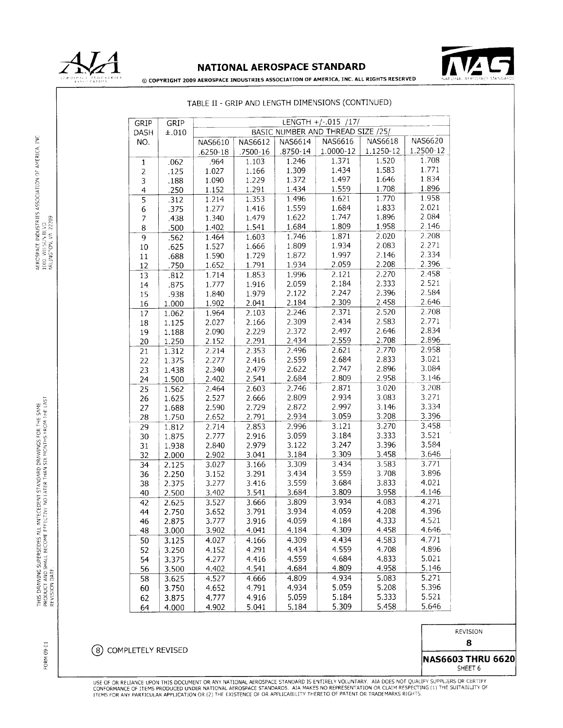TABLE II - GRIP AND LENGTH DIMENSIONS (CONTINUED)

| GRIP DASH NO. | GRIP ±.010 | LENGTH +/-.015 /17/ | | | | | |
|---|---|---|---|---|---|---|---|
| | | BASIC NUMBER AND THREAD SIZE /25/ | | | | | |
| | | NAS6610 .6250-18 | NAS6612 .7500-16 | NAS6614 .8750-14 | NAS6616 1.0000-12 | NAS6618 1.1250-12 | NAS6620 1.2500-12 |
| 1 | .062 | .964 | 1.103 | 1.246 | 1.371 | 1.520 | 1.708 |
| 2 | .125 | 1.027 | 1.166 | 1.309 | 1.434 | 1.583 | 1.771 |
| 3 | .188 | 1.090 | 1.229 | 1.372 | 1.497 | 1.646 | 1.834 |
| 4 | .250 | 1.152 | 1.291 | 1.434 | 1.559 | 1.708 | 1.896 |
| 5 | .312 | 1.214 | 1.353 | 1.496 | 1.621 | 1.770 | 1.958 |
| 6 | .375 | 1.277 | 1.416 | 1.559 | 1.684 | 1.833 | 2.021 |
| 7 | .438 | 1.340 | 1.479 | 1.622 | 1.747 | 1.896 | 2.084 |
| 8 | .500 | 1.402 | 1.541 | 1.684 | 1.809 | 1.958 | 2.146 |
| 9 | .562 | 1.464 | 1.603 | 1.746 | 1.871 | 2.020 | 2.208 |
| 10 | .625 | 1.527 | 1.666 | 1.809 | 1.934 | 2.083 | 2.271 |
| 11 | .688 | 1.590 | 1.729 | 1.872 | 1.997 | 2.146 | 2.334 |
| 12 | .750 | 1.652 | 1.791 | 1.934 | 2.059 | 2.208 | 2.396 |
| 13 | .812 | 1.714 | 1.853 | 1.996 | 2.121 | 2.270 | 2.458 |
| 14 | .875 | 1.777 | 1.916 | 2.059 | 2.184 | 2.333 | 2.521 |
| 15 | .938 | 1.840 | 1.979 | 2.122 | 2.247 | 2.396 | 2.584 |
| 16 | 1.000 | 1.902 | 2.041 | 2.184 | 2.309 | 2.458 | 2.646 |
| 17 | 1.062 | 1.964 | 2.103 | 2.246 | 2.371 | 2.520 | 2.708 |
| 18 | 1.125 | 2.027 | 2.166 | 2.309 | 2.434 | 2.583 | 2.771 |
| 19 | 1.188 | 2.090 | 2.229 | 2.372 | 2.497 | 2.646 | 2.834 |
| 20 | 1.250 | 2.152 | 2.291 | 2.434 | 2.559 | 2.708 | 2.896 |
| 21 | 1.312 | 2.214 | 2.353 | 2.496 | 2.621 | 2.770 | 2.958 |
| 22 | 1.375 | 2.277 | 2.416 | 2.559 | 2.684 | 2.833 | 3.021 |
| 23 | 1.438 | 2.340 | 2.479 | 2.622 | 2.747 | 2.896 | 3.084 |
| 24 | 1.500 | 2.402 | 2.541 | 2.684 | 2.809 | 2.958 | 3.146 |
| 25 | 1.562 | 2.464 | 2.603 | 2.746 | 2.871 | 3.020 | 3.208 |
| 26 | 1.625 | 2.527 | 2.666 | 2.809 | 2.934 | 3.083 | 3.271 |
| 27 | 1.688 | 2.590 | 2.729 | 2.872 | 2.997 | 3.146 | 3.334 |
| 28 | 1.750 | 2.652 | 2.791 | 2.934 | 3.059 | 3.208 | 3.396 |
| 29 | 1.812 | 2.714 | 2.853 | 2.996 | 3.121 | 3.270 | 3.458 |
| 30 | 1.875 | 2.777 | 2.916 | 3.059 | 3.184 | 3.333 | 3.521 |
| 31 | 1.938 | 2.840 | 2.979 | 3.122 | 3.247 | 3.396 | 3.584 |
| 32 | 2.000 | 2.902 | 3.041 | 3.184 | 3.309 | 3.458 | 3.646 |
| 34 | 2.125 | 3.027 | 3.166 | 3.309 | 3.434 | 3.583 | 3.771 |
| 36 | 2.250 | 3.152 | 3.291 | 3.434 | 3.559 | 3.708 | 3.896 |
| 38 | 2.375 | 3.277 | 3.416 | 3.559 | 3.684 | 3.833 | 4.021 |
| 40 | 2.500 | 3.402 | 3.541 | 3.684 | 3.809 | 3.958 | 4.146 |
| 42 | 2.625 | 3.527 | 3.666 | 3.809 | 3.934 | 4.083 | 4.271 |
| 44 | 2.750 | 3.652 | 3.791 | 3.934 | 4.059 | 4.208 | 4.396 |
| 46 | 2.875 | 3.777 | 3.916 | 4.059 | 4.184 | 4.333 | 4.521 |
| 48 | 3.000 | 3.902 | 4.041 | 4.184 | 4.309 | 4.458 | 4.646 |
| 50 | 3.125 | 4.027 | 4.166 | 4.309 | 4.434 | 4.583 | 4.771 |
| 52 | 3.250 | 4.152 | 4.291 | 4.434 | 4.559 | 4.708 | 4.896 |
| 54 | 3.375 | 4.277 | 4.416 | 4.559 | 4.684 | 4.833 | 5.021 |
| 56 | 3.500 | 4.402 | 4.541 | 4.684 | 4.809 | 4.958 | 5.146 |
| 58 | 3.625 | 4.527 | 4.666 | 4.809 | 4.934 | 5.083 | 5.271 |
| 60 | 3.750 | 4.652 | 4.791 | 4.934 | 5.059 | 5.208 | 5.396 |
| 62 | 3.875 | 4.777 | 4.916 | 5.059 | 5.184 | 5.333 | 5.521 |
| 64 | 4.000 | 4.902 | 5.041 | 5.184 | 5.309 | 5.458 | 5.646 |

(8) COMPLETELY REVISED

REVISION 8

NAS6603 THRU 6620
SHEET 6